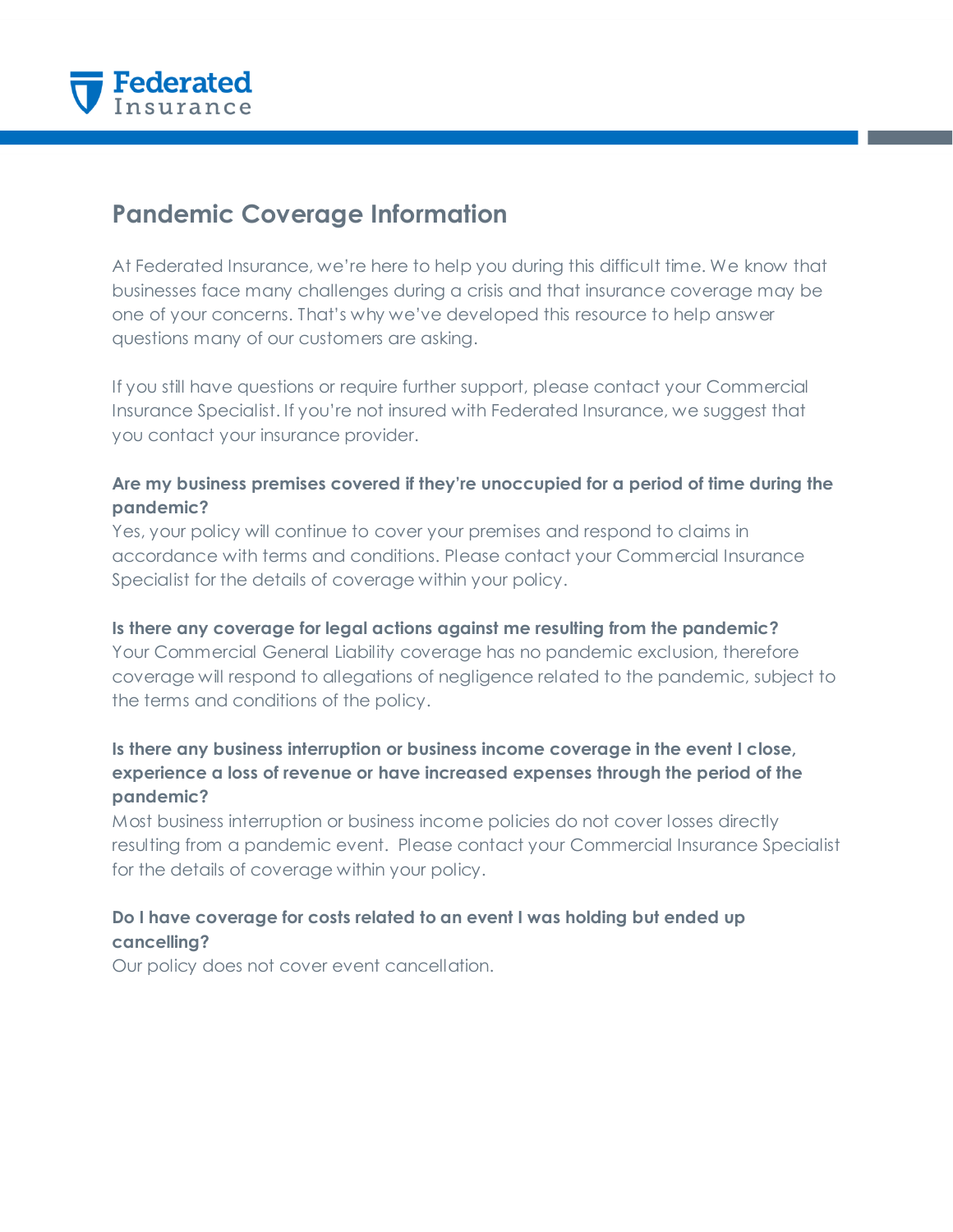Federated Insurance

# Pandemic Coverage Information

At Federated Insurance, we're here to help you during this difficult time. We know that businesses face many challenges during a crisis and that insurance coverage may be one of your concerns. That's why we've developed this resource to help answer questions many of our customers are asking.

If you still have questions or require further support, please contact your Commercial Insurance Specialist. If you're not insured with Federated Insurance, we suggest that you contact your insurance provider.

**Are my business premises covered if they're unoccupied for a period of time during the pandemic?**
Yes, your policy will continue to cover your premises and respond to claims in accordance with terms and conditions. Please contact your Commercial Insurance Specialist for the details of coverage within your policy.

**Is there any coverage for legal actions against me resulting from the pandemic?**
Your Commercial General Liability coverage has no pandemic exclusion, therefore coverage will respond to allegations of negligence related to the pandemic, subject to the terms and conditions of the policy.

**Is there any business interruption or business income coverage in the event I close, experience a loss of revenue or have increased expenses through the period of the pandemic?**
Most business interruption or business income policies do not cover losses directly resulting from a pandemic event. Please contact your Commercial Insurance Specialist for the details of coverage within your policy.

**Do I have coverage for costs related to an event I was holding but ended up cancelling?**
Our policy does not cover event cancellation.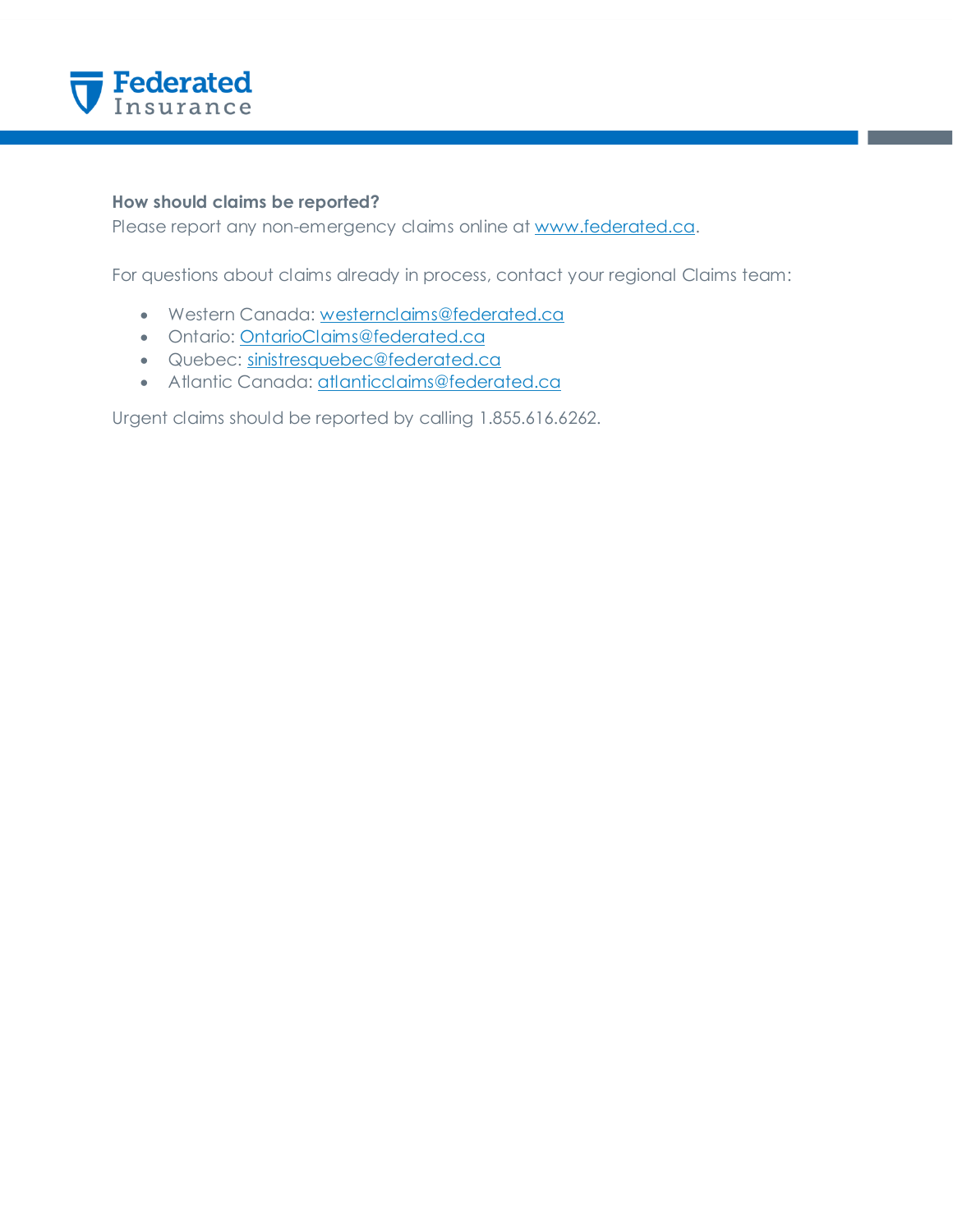**How should claims be reported?**

Please report any non-emergency claims online at www.federated.ca.

For questions about claims already in process, contact your regional Claims team:

- Western Canada: westernclaims@federated.ca
- Ontario: OntarioClaims@federated.ca
- Quebec: sinistresquebec@federated.ca
- Atlantic Canada: atlanticclaims@federated.ca

Urgent claims should be reported by calling 1.855.616.6262.